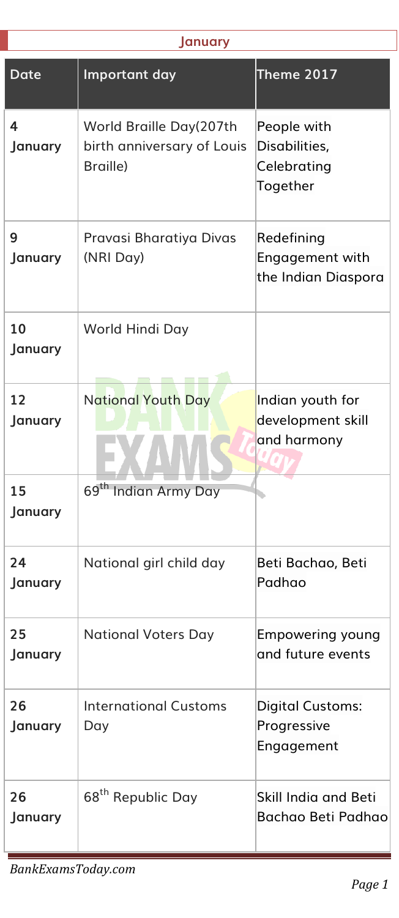## January

| Date | Important day | Theme 2017 |
|---|---|---|
| 4 January | World Braille Day(207th birth anniversary of Louis Braille) | People with Disabilities, Celebrating Together |
| 9 January | Pravasi Bharatiya Divas (NRI Day) | Redefining Engagement with the Indian Diaspora |
| 10 January | World Hindi Day | |
| 12 January | National Youth Day | Indian youth for development skill and harmony |
| 15 January | 69th Indian Army Day | |
| 24 January | National girl child day | Beti Bachao, Beti Padhao |
| 25 January | National Voters Day | Empowering young and future events |
| 26 January | International Customs Day | Digital Customs: Progressive Engagement |
| 26 January | 68th Republic Day | Skill India and Beti Bachao Beti Padhao |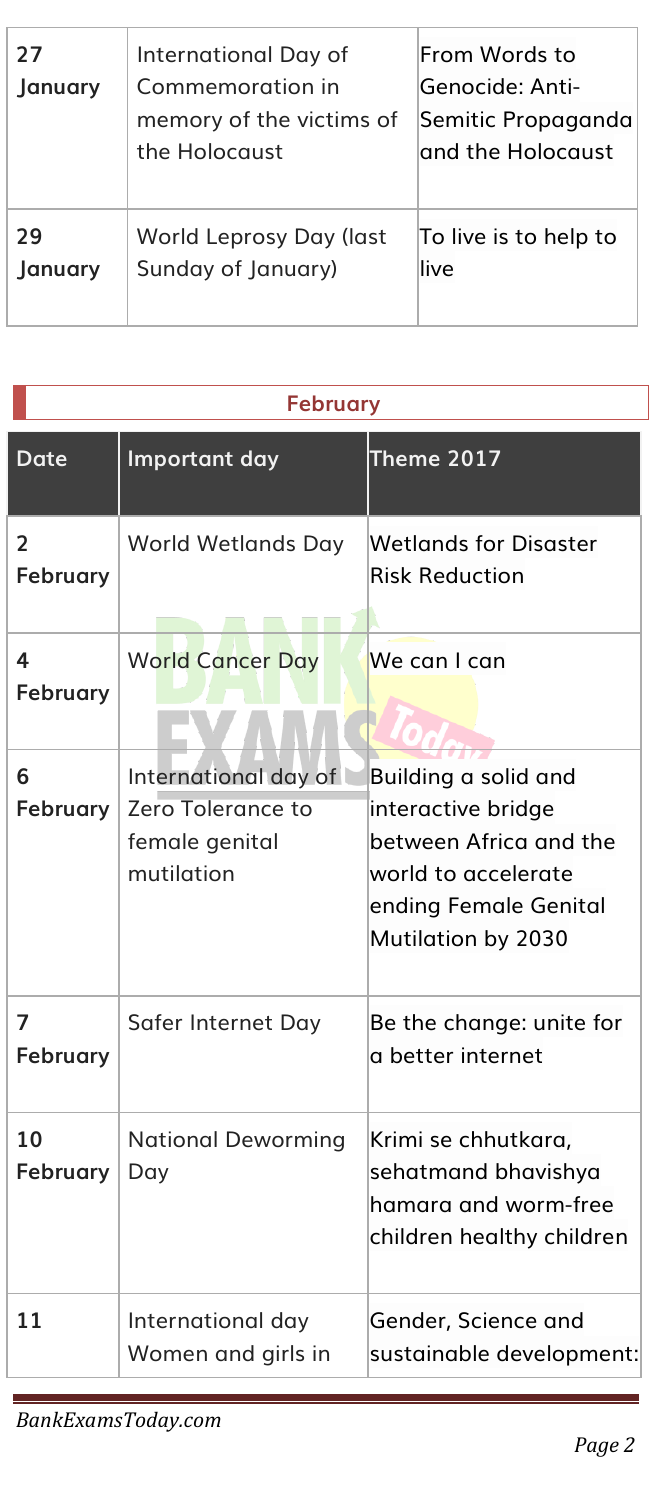| 27 January | International Day of Commemoration in memory of the victims of the Holocaust | From Words to Genocide: Anti-Semitic Propaganda and the Holocaust |
|---|---|---|
| 29 January | World Leprosy Day (last Sunday of January) | To live is to help to live |

## February

| Date | Important day | Theme 2017 |
|---|---|---|
| 2 February | World Wetlands Day | Wetlands for Disaster Risk Reduction |
| 4 February | World Cancer Day | We can I can |
| 6 February | International day of Zero Tolerance to female genital mutilation | Building a solid and interactive bridge between Africa and the world to accelerate ending Female Genital Mutilation by 2030 |
| 7 February | Safer Internet Day | Be the change: unite for a better internet |
| 10 February | National Deworming Day | Krimi se chhutkara, sehatmand bhavishya hamara and worm-free children healthy children |
| 11 | International day Women and girls in | Gender, Science and sustainable development: |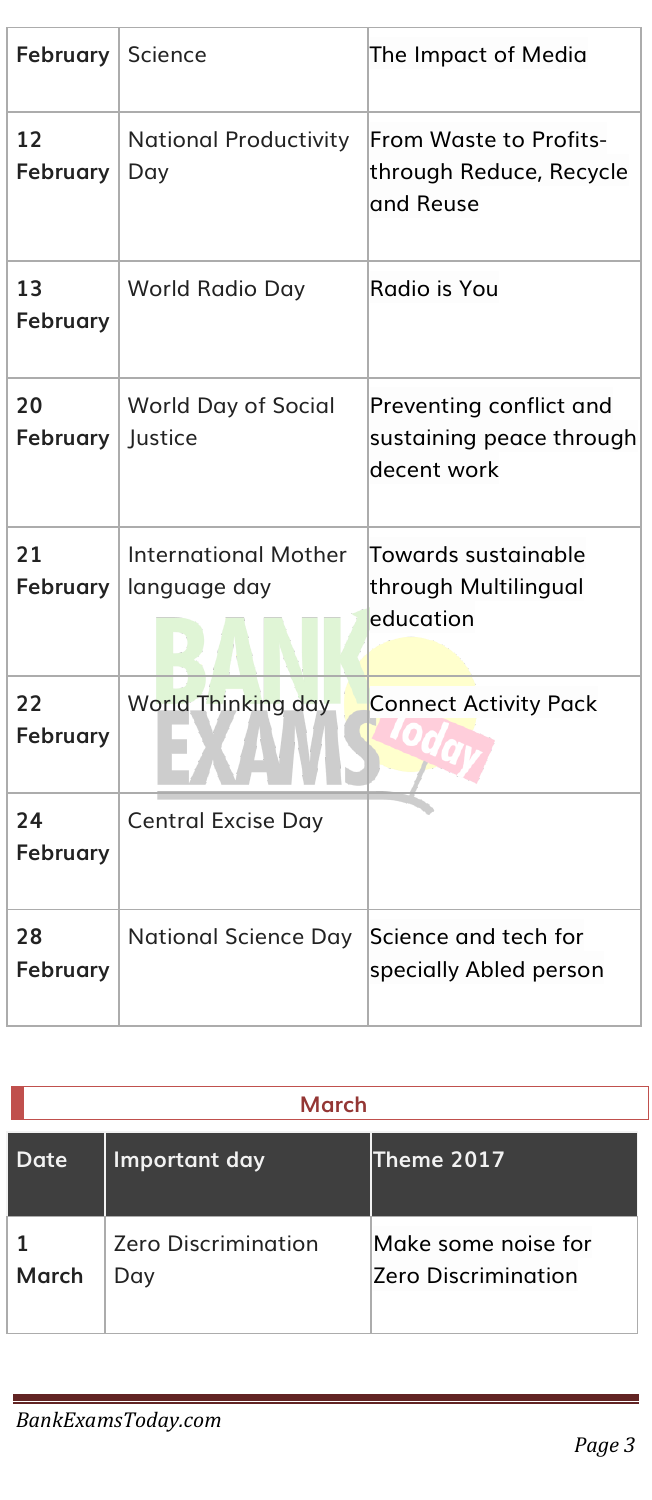| February | Science | The Impact of Media |
|---|---|---|
| 12 February | National Productivity Day | From Waste to Profits- through Reduce, Recycle and Reuse |
| 13 February | World Radio Day | Radio is You |
| 20 February | World Day of Social Justice | Preventing conflict and sustaining peace through decent work |
| 21 February | International Mother language day | Towards sustainable through Multilingual education |
| 22 February | World Thinking day | Connect Activity Pack |
| 24 February | Central Excise Day | |
| 28 February | National Science Day | Science and tech for specially Abled person |

## March

| Date | Important day | Theme 2017 |
|---|---|---|
| 1 March | Zero Discrimination Day | Make some noise for Zero Discrimination |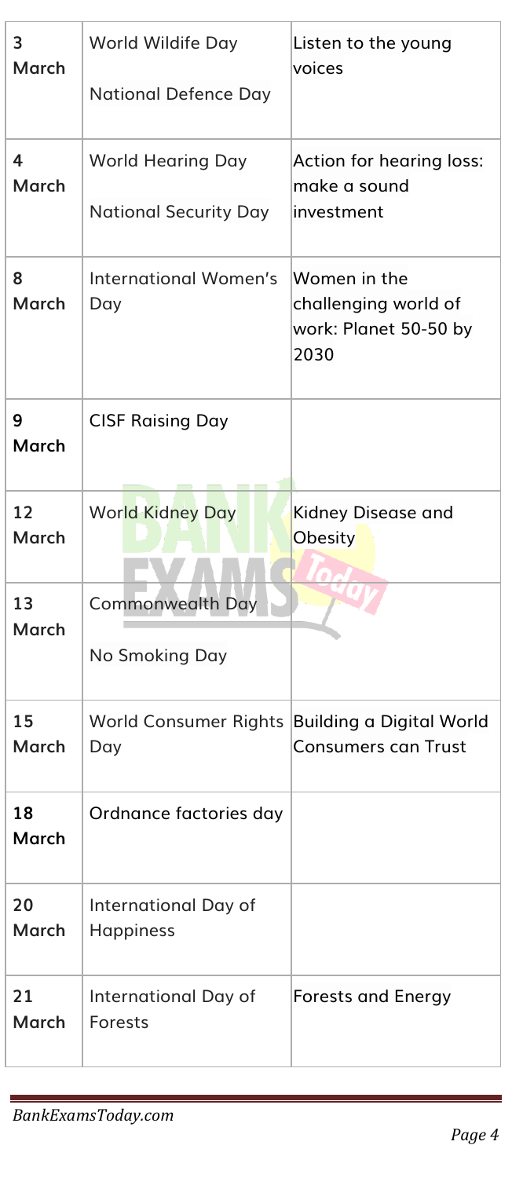| 3 March | World Wildife Day<br>National Defence Day | Listen to the young voices |
|---|---|---|
| 4 March | World Hearing Day<br>National Security Day | Action for hearing loss: make a sound investment |
| 8 March | International Women's Day | Women in the challenging world of work: Planet 50-50 by 2030 |
| 9 March | CISF Raising Day | |
| 12 March | World Kidney Day | Kidney Disease and Obesity |
| 13 March | Commonwealth Day<br>No Smoking Day | |
| 15 March | World Consumer Rights Day | Building a Digital World Consumers can Trust |
| 18 March | Ordnance factories day | |
| 20 March | International Day of Happiness | |
| 21 March | International Day of Forests | Forests and Energy |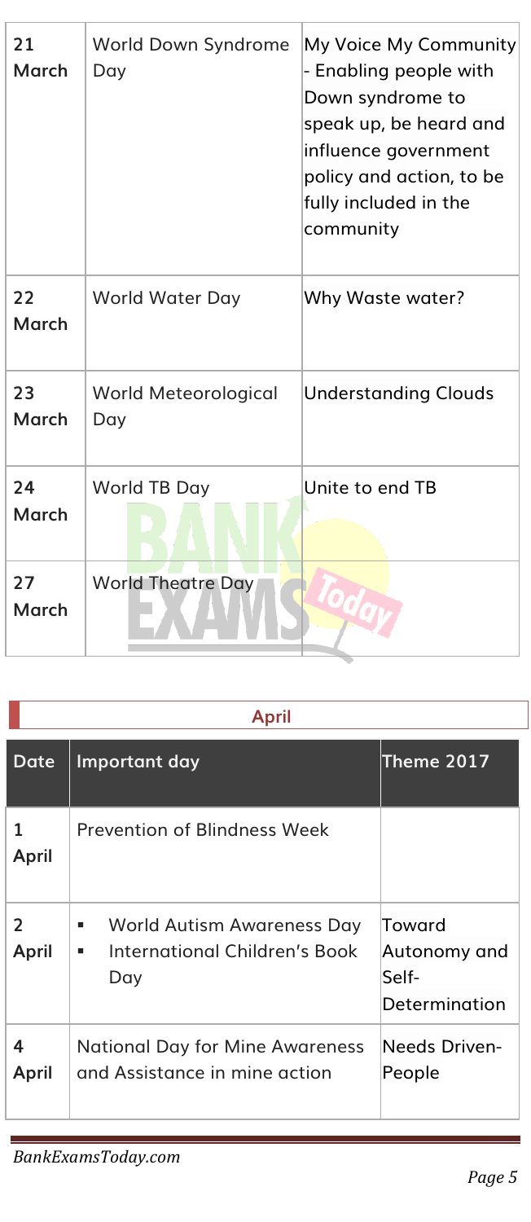| 21 March | World Down Syndrome Day | My Voice My Community - Enabling people with Down syndrome to speak up, be heard and influence government policy and action, to be fully included in the community |
|---|---|---|
| 22 March | World Water Day | Why Waste water? |
| 23 March | World Meteorological Day | Understanding Clouds |
| 24 March | World TB Day | Unite to end TB |
| 27 March | World Theatre Day | |

## April

| Date | Important day | Theme 2017 |
|---|---|---|
| 1 April | Prevention of Blindness Week | |
| 2 April | <ul><li>World Autism Awareness Day</li><li>International Children's Book Day</li></ul> | Toward Autonomy and Self-Determination |
| 4 April | National Day for Mine Awareness and Assistance in mine action | Needs Driven-People |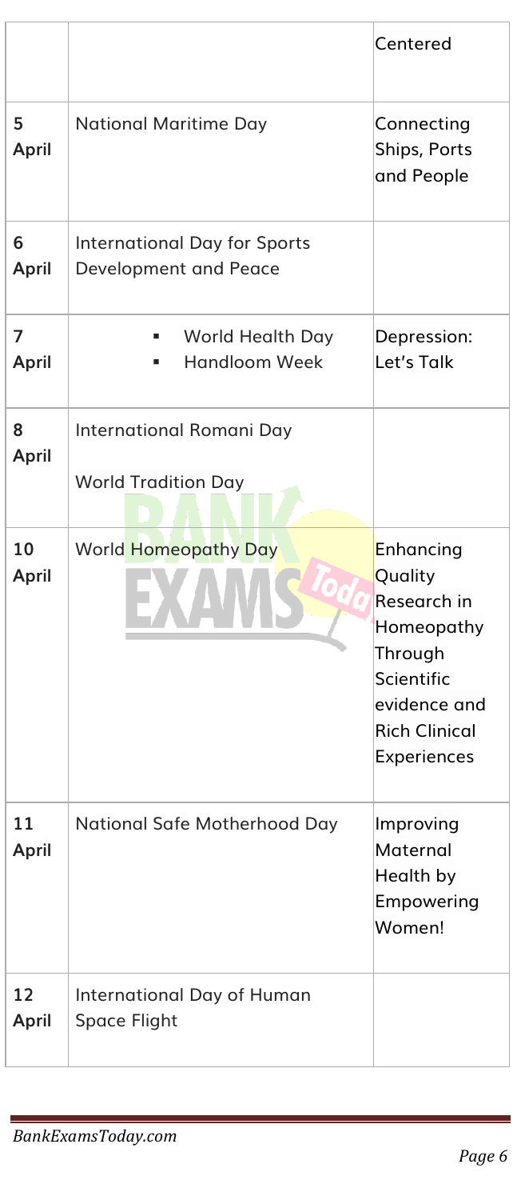| | | |
|---|---|---|
| | | Centered |
| 5 April | National Maritime Day | Connecting Ships, Ports and People |
| 6 April | International Day for Sports Development and Peace | |
| 7 April | ▪ World Health Day<br>▪ Handloom Week | Depression: Let's Talk |
| 8 April | International Romani Day<br>World Tradition Day | |
| 10 April | World Homeopathy Day | Enhancing Quality Research in Homeopathy Through Scientific evidence and Rich Clinical Experiences |
| 11 April | National Safe Motherhood Day | Improving Maternal Health by Empowering Women! |
| 12 April | International Day of Human Space Flight | |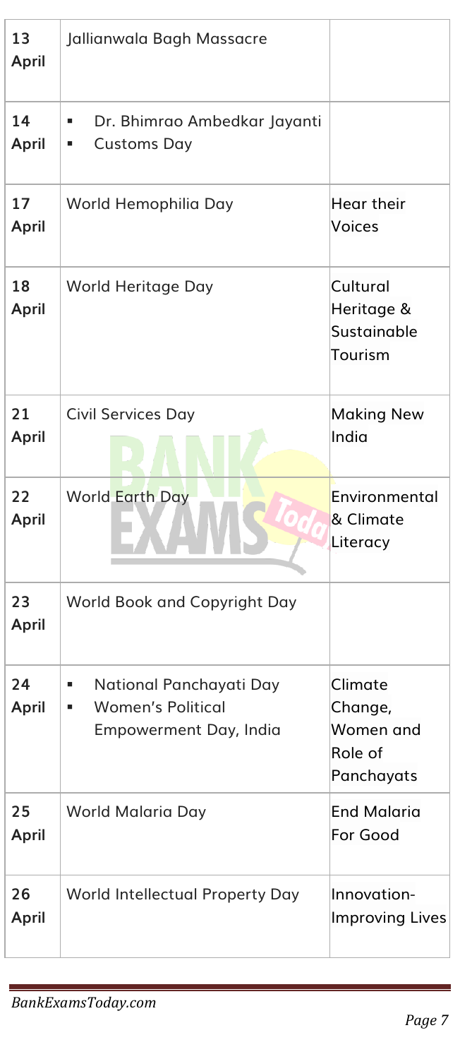| | | |
|---|---|---|
| 13 April | Jallianwala Bagh Massacre | |
| 14 April | ▪ Dr. Bhimrao Ambedkar Jayanti<br>▪ Customs Day | |
| 17 April | World Hemophilia Day | Hear their Voices |
| 18 April | World Heritage Day | Cultural Heritage & Sustainable Tourism |
| 21 April | Civil Services Day | Making New India |
| 22 April | World Earth Day | Environmental & Climate Literacy |
| 23 April | World Book and Copyright Day | |
| 24 April | ▪ National Panchayati Day<br>▪ Women's Political Empowerment Day, India | Climate Change, Women and Role of Panchayats |
| 25 April | World Malaria Day | End Malaria For Good |
| 26 April | World Intellectual Property Day | Innovation-Improving Lives |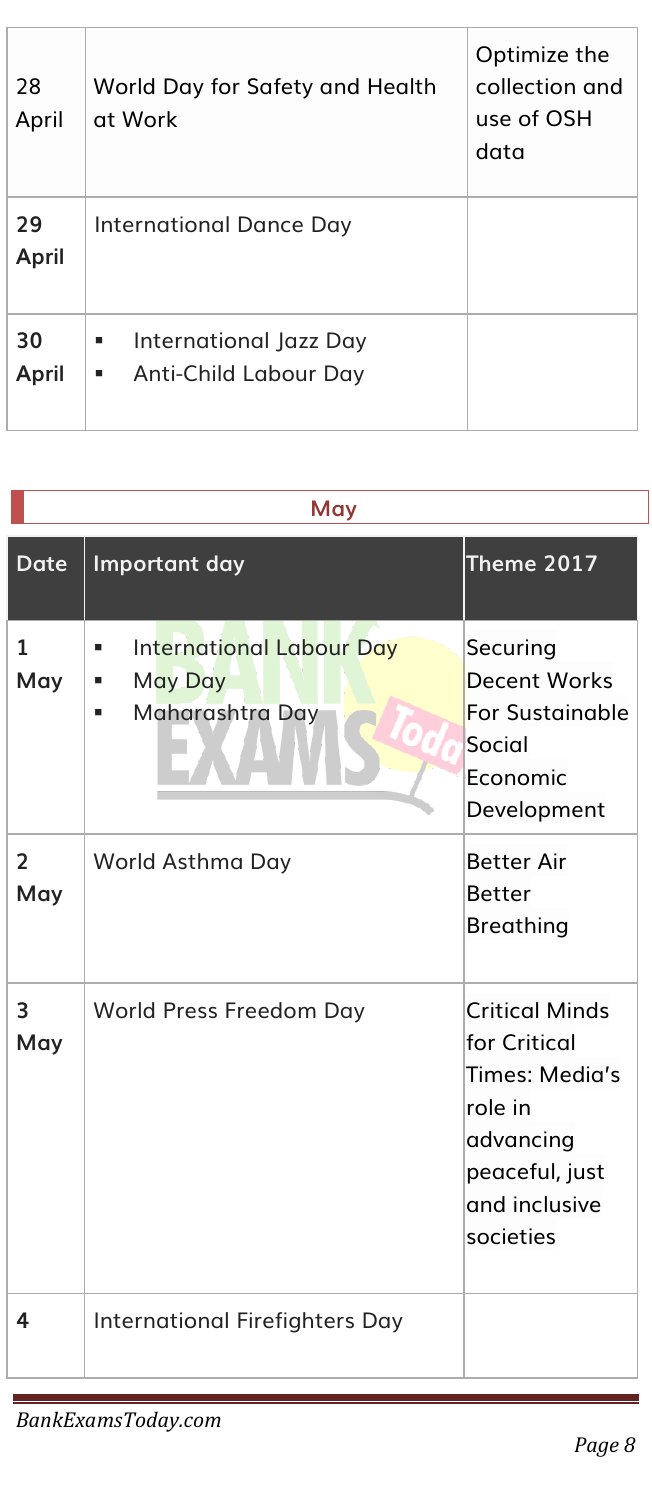| 28 April | World Day for Safety and Health at Work | Optimize the collection and use of OSH data |
|---|---|---|
| 29 April | International Dance Day | |
| 30 April | ▪ International Jazz Day<br>▪ Anti-Child Labour Day | |

## May

| Date | Important day | Theme 2017 |
|---|---|---|
| 1 May | ▪ International Labour Day<br>▪ May Day<br>▪ Maharashtra Day | Securing Decent Works For Sustainable Social Economic Development |
| 2 May | World Asthma Day | Better Air Better Breathing |
| 3 May | World Press Freedom Day | Critical Minds for Critical Times: Media's role in advancing peaceful, just and inclusive societies |
| 4 | International Firefighters Day | |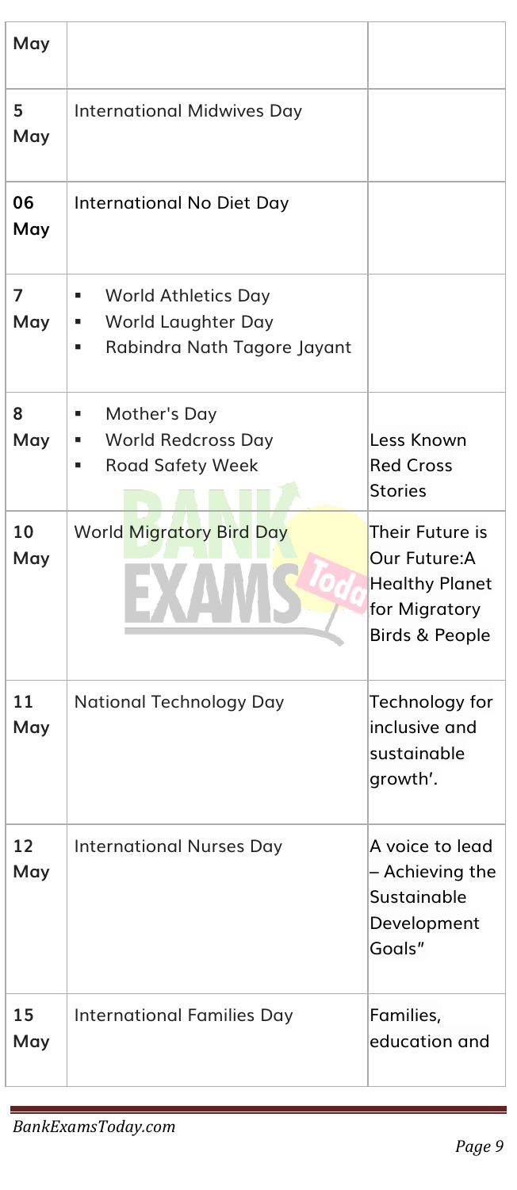| | | |
|---|---|---|
| May | | |
| 5 May | International Midwives Day | |
| 06 May | International No Diet Day | |
| 7 May | ▪ World Athletics Day<br>▪ World Laughter Day<br>▪ Rabindra Nath Tagore Jayant | |
| 8 May | ▪ Mother's Day<br>▪ World Redcross Day<br>▪ Road Safety Week | Less Known Red Cross Stories |
| 10 May | World Migratory Bird Day | Their Future is Our Future:A Healthy Planet for Migratory Birds & People |
| 11 May | National Technology Day | Technology for inclusive and sustainable growth'. |
| 12 May | International Nurses Day | A voice to lead – Achieving the Sustainable Development Goals" |
| 15 May | International Families Day | Families, education and |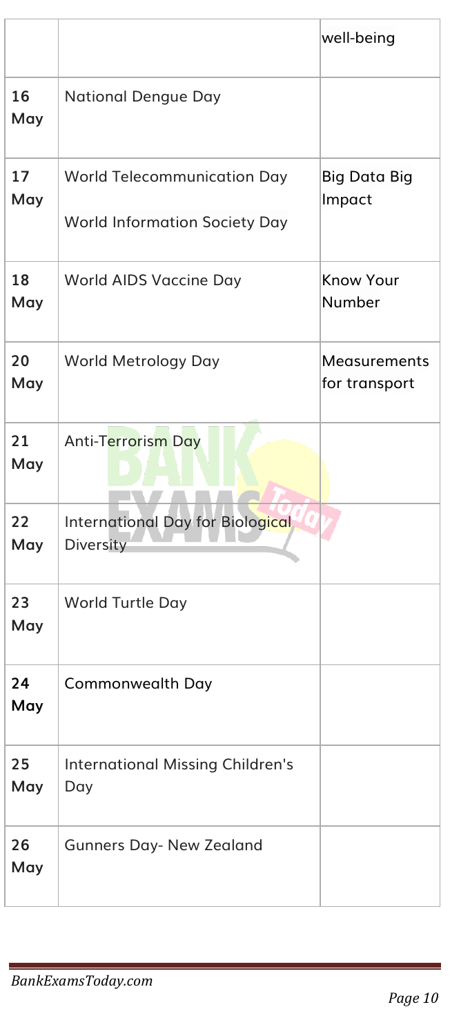| | | |
|---|---|---|
| | | well-being |
| **16 May** | National Dengue Day | |
| **17 May** | World Telecommunication Day<br>World Information Society Day | Big Data Big Impact |
| **18 May** | World AIDS Vaccine Day | Know Your Number |
| **20 May** | World Metrology Day | Measurements for transport |
| **21 May** | Anti-Terrorism Day | |
| **22 May** | International Day for Biological Diversity | |
| **23 May** | World Turtle Day | |
| **24 May** | Commonwealth Day | |
| **25 May** | International Missing Children's Day | |
| **26 May** | Gunners Day- New Zealand | |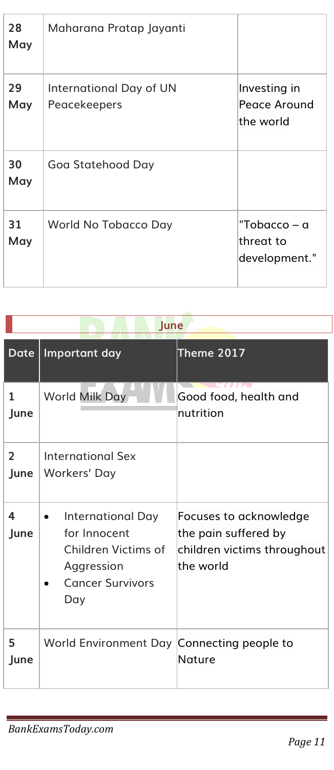| 28 May | Maharana Pratap Jayanti | |
|---|---|---|
| 29 May | International Day of UN Peacekeepers | Investing in Peace Around the world |
| 30 May | Goa Statehood Day | |
| 31 May | World No Tobacco Day | "Tobacco – a threat to development." |

## June

| Date | Important day | Theme 2017 |
|---|---|---|
| 1 June | World Milk Day | Good food, health and nutrition |
| 2 June | International Sex Workers' Day | |
| 4 June | • International Day for Innocent Children Victims of Aggression<br>• Cancer Survivors Day | Focuses to acknowledge the pain suffered by children victims throughout the world |
| 5 June | World Environment Day | Connecting people to Nature |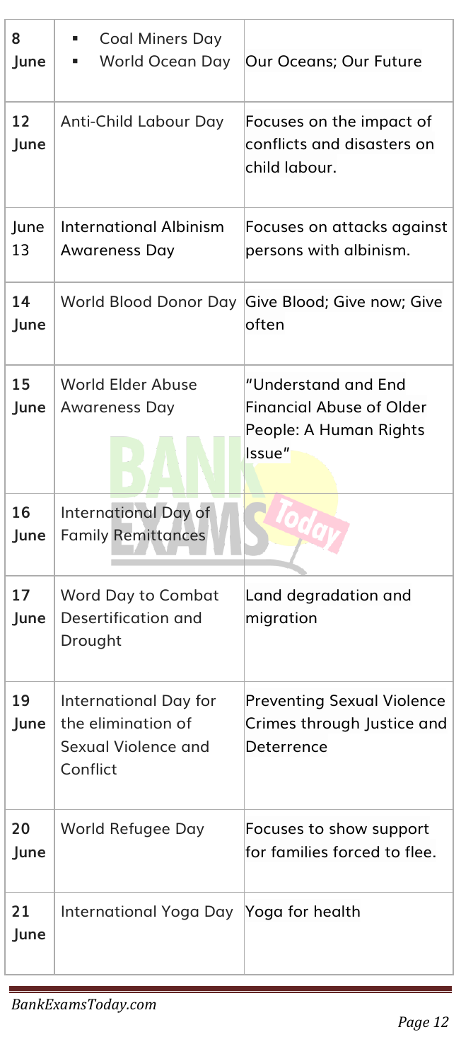| | | |
|---|---|---|
| 8 June | ▪ Coal Miners Day<br>▪ World Ocean Day | Our Oceans; Our Future |
| 12 June | Anti-Child Labour Day | Focuses on the impact of conflicts and disasters on child labour. |
| June 13 | International Albinism Awareness Day | Focuses on attacks against persons with albinism. |
| 14 June | World Blood Donor Day | Give Blood; Give now; Give often |
| 15 June | World Elder Abuse Awareness Day | "Understand and End Financial Abuse of Older People: A Human Rights Issue" |
| 16 June | International Day of Family Remittances | |
| 17 June | Word Day to Combat Desertification and Drought | Land degradation and migration |
| 19 June | International Day for the elimination of Sexual Violence and Conflict | Preventing Sexual Violence Crimes through Justice and Deterrence |
| 20 June | World Refugee Day | Focuses to show support for families forced to flee. |
| 21 June | International Yoga Day | Yoga for health |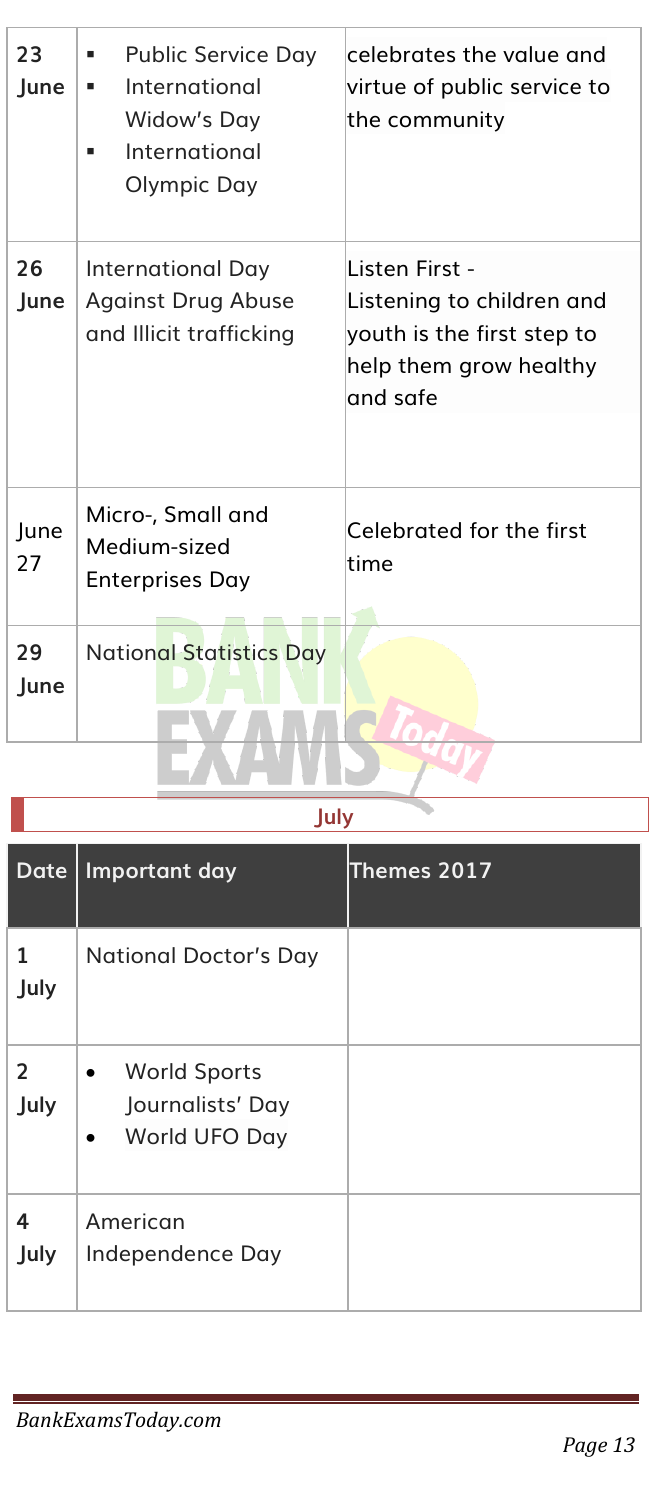| 23 June | <ul><li>Public Service Day</li><li>International Widow's Day</li><li>International Olympic Day</li></ul> | celebrates the value and virtue of public service to the community |
|---|---|---|
| 26 June | International Day Against Drug Abuse and Illicit trafficking | Listen First - Listening to children and youth is the first step to help them grow healthy and safe |
| June 27 | Micro-, Small and Medium-sized Enterprises Day | Celebrated for the first time |
| 29 June | National Statistics Day | |

## July

| Date | Important day | Themes 2017 |
|---|---|---|
| 1 July | National Doctor's Day | |
| 2 July | <ul><li>World Sports Journalists' Day</li><li>World UFO Day</li></ul> | |
| 4 July | American Independence Day | |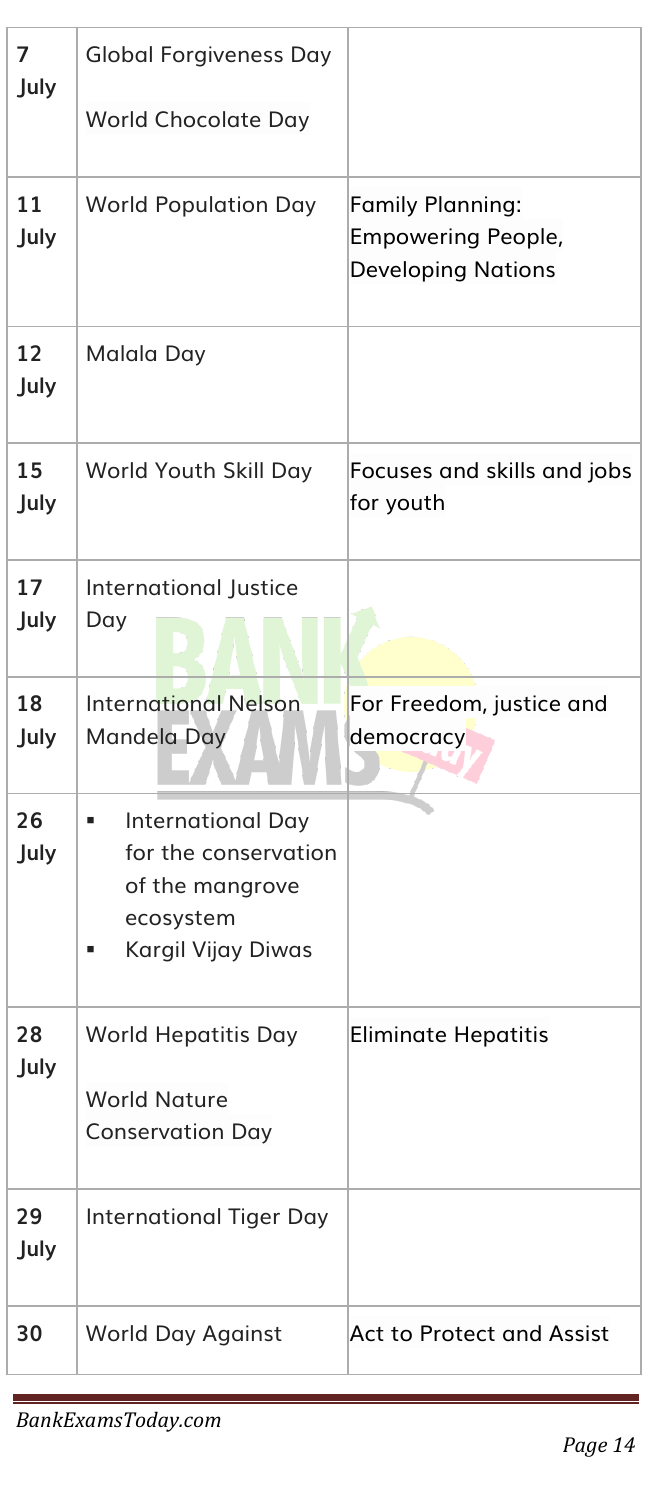| | | |
|---|---|---|
| 7 July | Global Forgiveness Day<br>World Chocolate Day | |
| 11 July | World Population Day | Family Planning: Empowering People, Developing Nations |
| 12 July | Malala Day | |
| 15 July | World Youth Skill Day | Focuses and skills and jobs for youth |
| 17 July | International Justice Day | |
| 18 July | International Nelson Mandela Day | For Freedom, justice and democracy |
| 26 July | ▪ International Day for the conservation of the mangrove ecosystem<br>▪ Kargil Vijay Diwas | |
| 28 July | World Hepatitis Day<br>World Nature Conservation Day | Eliminate Hepatitis |
| 29 July | International Tiger Day | |
| 30 | World Day Against | Act to Protect and Assist |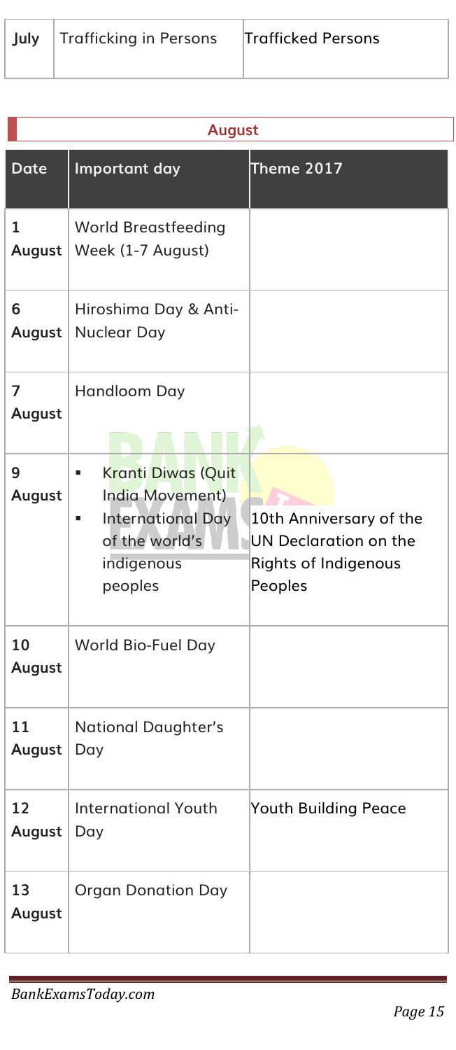| July | Trafficking in Persons | Trafficked Persons |
| --- | --- | --- |

## August

| Date | Important day | Theme 2017 |
| --- | --- | --- |
| 1 August | World Breastfeeding Week (1-7 August) | |
| 6 August | Hiroshima Day & Anti-Nuclear Day | |
| 7 August | Handloom Day | |
| 9 August | ▪ Kranti Diwas (Quit India Movement)<br>▪ International Day of the world's indigenous peoples | 10th Anniversary of the UN Declaration on the Rights of Indigenous Peoples |
| 10 August | World Bio-Fuel Day | |
| 11 August | National Daughter's Day | |
| 12 August | International Youth Day | Youth Building Peace |
| 13 August | Organ Donation Day | |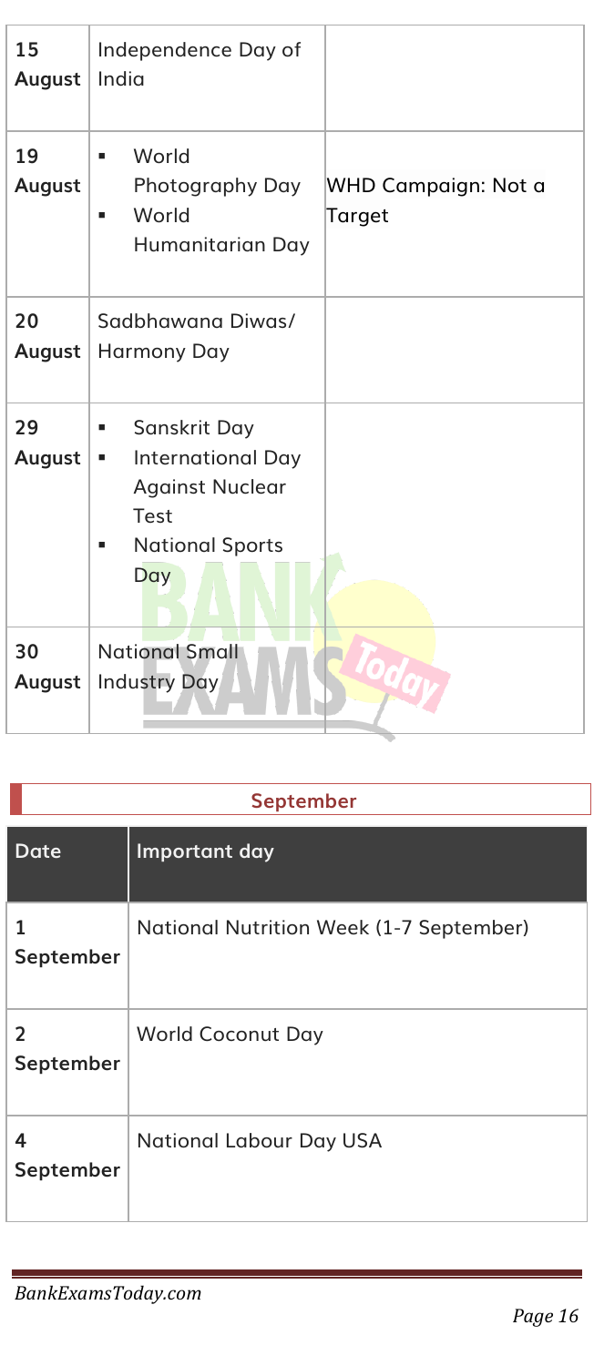| | | |
|---|---|---|
| 15 August | Independence Day of India | |
| 19 August | ▪ World Photography Day<br>▪ World Humanitarian Day | WHD Campaign: Not a Target |
| 20 August | Sadbhawana Diwas/ Harmony Day | |
| 29 August | ▪ Sanskrit Day<br>▪ International Day Against Nuclear Test<br>▪ National Sports Day | |
| 30 August | National Small Industry Day | |

## September

| Date | Important day |
|---|---|
| 1 September | National Nutrition Week (1-7 September) |
| 2 September | World Coconut Day |
| 4 September | National Labour Day USA |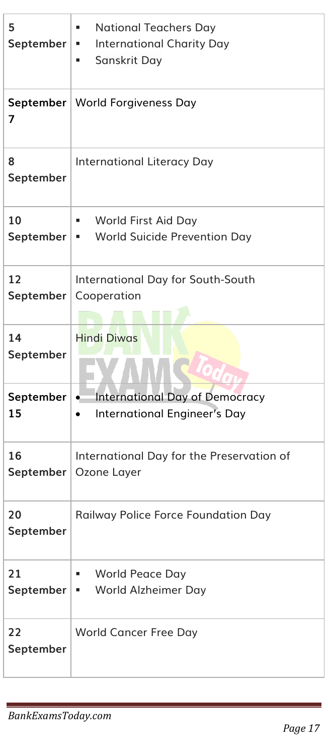| | |
|---|---|
| 5 September | ▪ National Teachers Day<br>▪ International Charity Day<br>▪ Sanskrit Day |
| September 7 | World Forgiveness Day |
| 8 September | International Literacy Day |
| 10 September | ▪ World First Aid Day<br>▪ World Suicide Prevention Day |
| 12 September | International Day for South-South Cooperation |
| 14 September | Hindi Diwas |
| September 15 | • International Day of Democracy<br>• International Engineer's Day |
| 16 September | International Day for the Preservation of Ozone Layer |
| 20 September | Railway Police Force Foundation Day |
| 21 September | ▪ World Peace Day<br>▪ World Alzheimer Day |
| 22 September | World Cancer Free Day |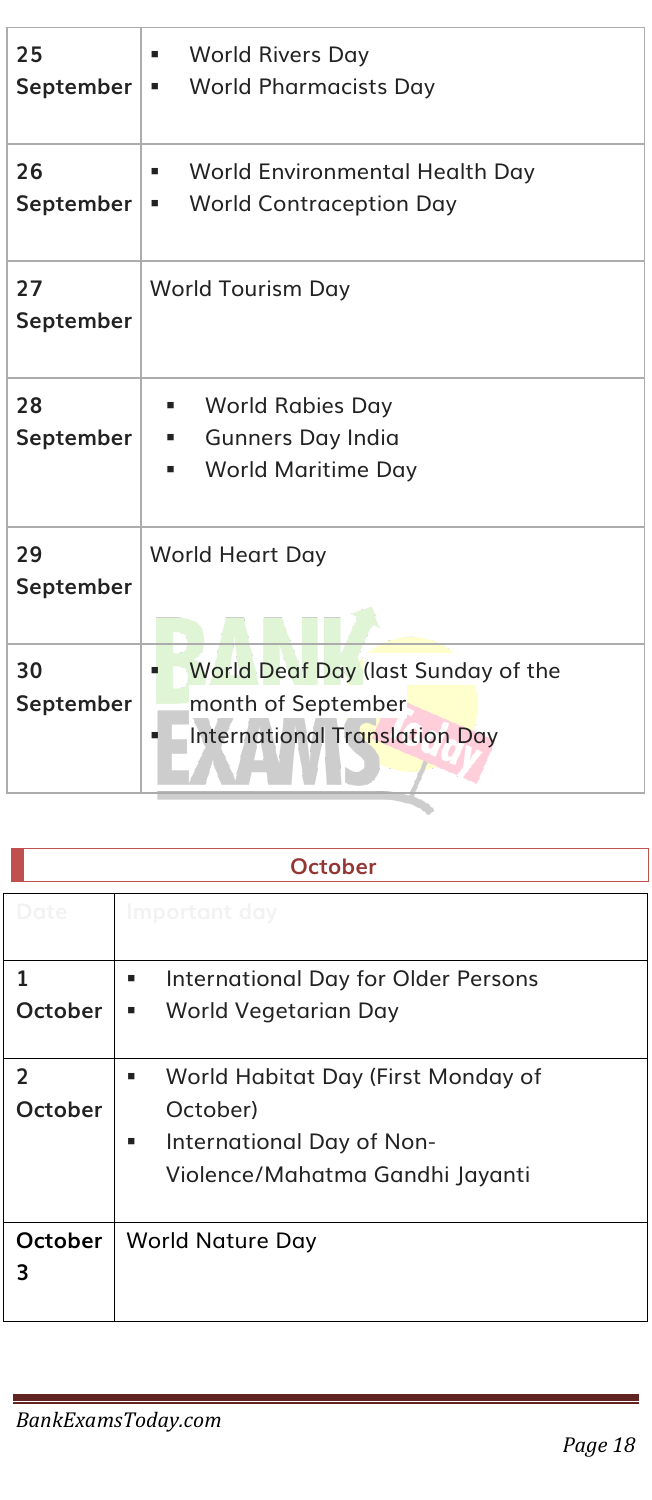| | |
|---|---|
| 25 September | ▪ World Rivers Day<br>▪ World Pharmacists Day |
| 26 September | ▪ World Environmental Health Day<br>▪ World Contraception Day |
| 27 September | World Tourism Day |
| 28 September | ▪ World Rabies Day<br>▪ Gunners Day India<br>▪ World Maritime Day |
| 29 September | World Heart Day |
| 30 September | ▪ World Deaf Day (last Sunday of the month of September<br>▪ International Translation Day |

## October

| Date | Important day |
|---|---|
| 1 October | ▪ International Day for Older Persons<br>▪ World Vegetarian Day |
| 2 October | ▪ World Habitat Day (First Monday of October)<br>▪ International Day of Non-Violence/Mahatma Gandhi Jayanti |
| October 3 | World Nature Day |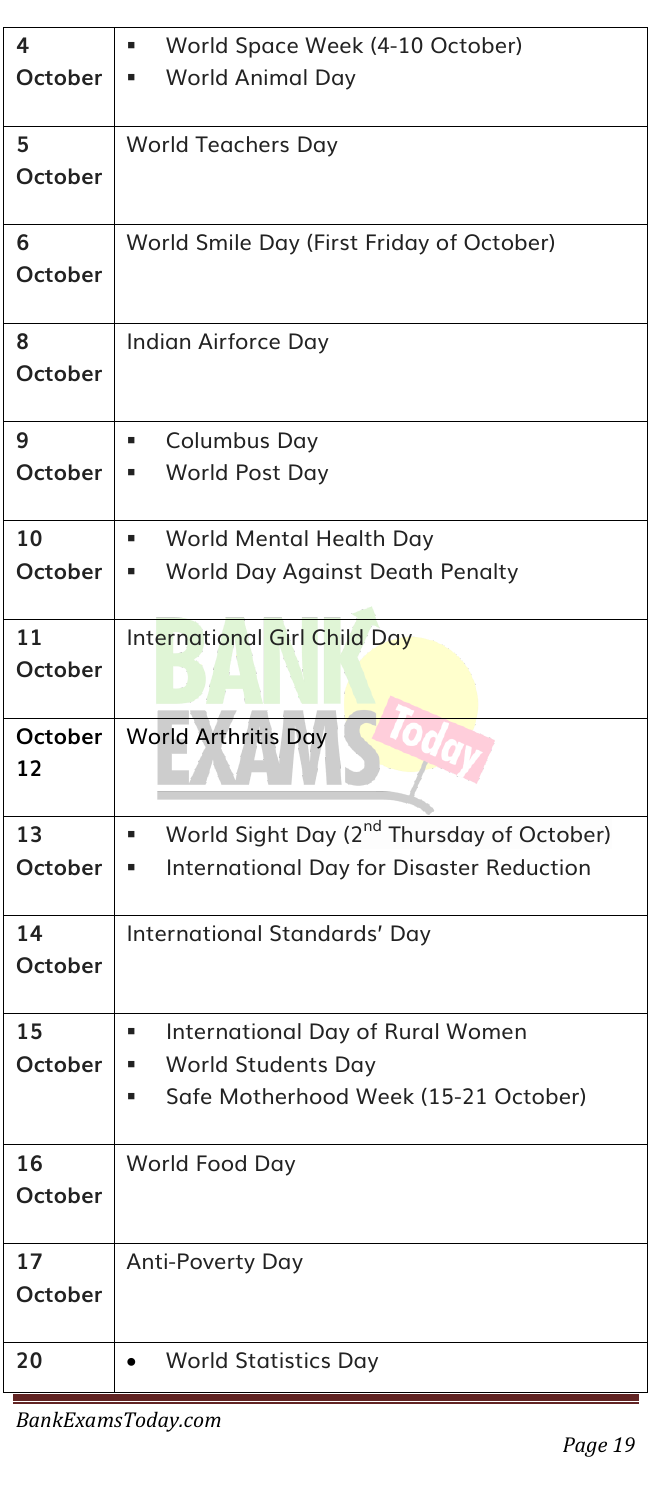| | |
|---|---|
| 4 October | ▪ World Space Week (4-10 October)<br>▪ World Animal Day |
| 5 October | World Teachers Day |
| 6 October | World Smile Day (First Friday of October) |
| 8 October | Indian Airforce Day |
| 9 October | ▪ Columbus Day<br>▪ World Post Day |
| 10 October | ▪ World Mental Health Day<br>▪ World Day Against Death Penalty |
| 11 October | International Girl Child Day |
| October 12 | World Arthritis Day |
| 13 October | ▪ World Sight Day (2nd Thursday of October)<br>▪ International Day for Disaster Reduction |
| 14 October | International Standards' Day |
| 15 October | ▪ International Day of Rural Women<br>▪ World Students Day<br>▪ Safe Motherhood Week (15-21 October) |
| 16 October | World Food Day |
| 17 October | Anti-Poverty Day |
| 20 | • World Statistics Day |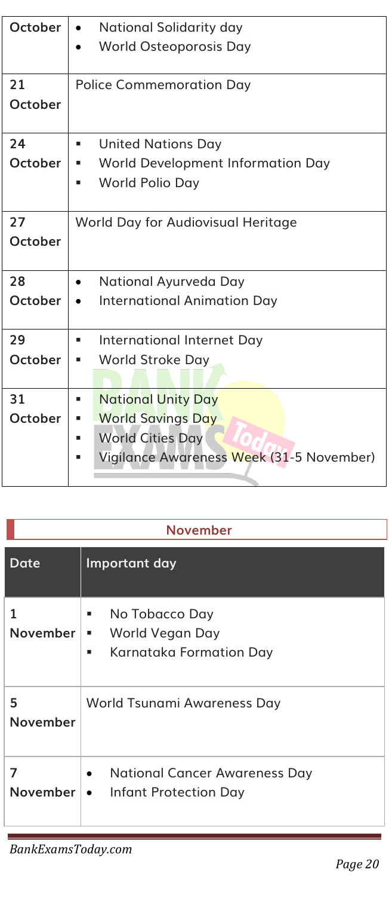| | |
|---|---|
| October | • National Solidarity day<br>• World Osteoporosis Day |
| 21 October | Police Commemoration Day |
| 24 October | ▪ United Nations Day<br>▪ World Development Information Day<br>▪ World Polio Day |
| 27 October | World Day for Audiovisual Heritage |
| 28 October | • National Ayurveda Day<br>• International Animation Day |
| 29 October | ▪ International Internet Day<br>▪ World Stroke Day |
| 31 October | ▪ National Unity Day<br>▪ World Savings Day<br>▪ World Cities Day<br>▪ Vigilance Awareness Week (31-5 November) |

## November

| Date | Important day |
|---|---|
| 1 November | ▪ No Tobacco Day<br>▪ World Vegan Day<br>▪ Karnataka Formation Day |
| 5 November | World Tsunami Awareness Day |
| 7 November | • National Cancer Awareness Day<br>• Infant Protection Day |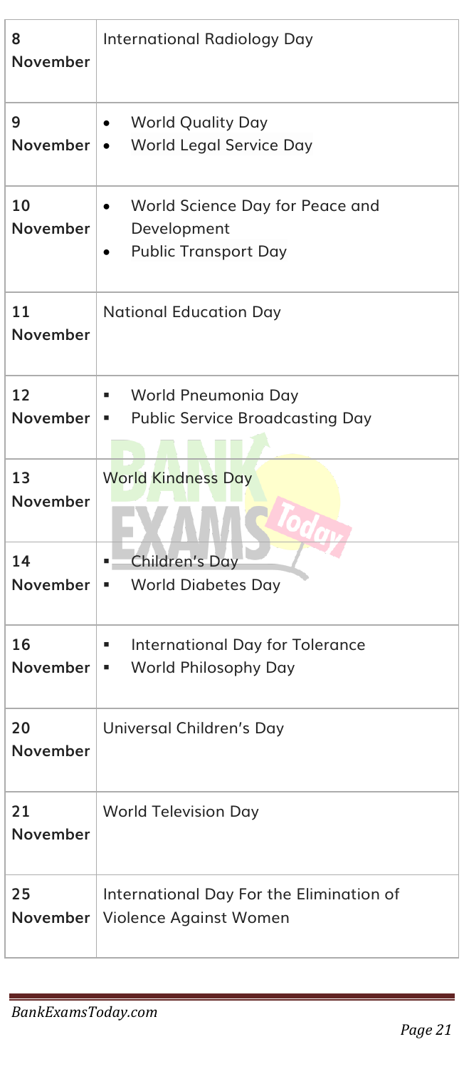| | |
|---|---|
| **8 November** | International Radiology Day |
| **9 November** | • World Quality Day<br>• World Legal Service Day |
| **10 November** | • World Science Day for Peace and Development<br>• Public Transport Day |
| **11 November** | National Education Day |
| **12 November** | ▪ World Pneumonia Day<br>▪ Public Service Broadcasting Day |
| **13 November** | World Kindness Day |
| **14 November** | ▪ Children's Day<br>▪ World Diabetes Day |
| **16 November** | ▪ International Day for Tolerance<br>▪ World Philosophy Day |
| **20 November** | Universal Children's Day |
| **21 November** | World Television Day |
| **25 November** | International Day For the Elimination of Violence Against Women |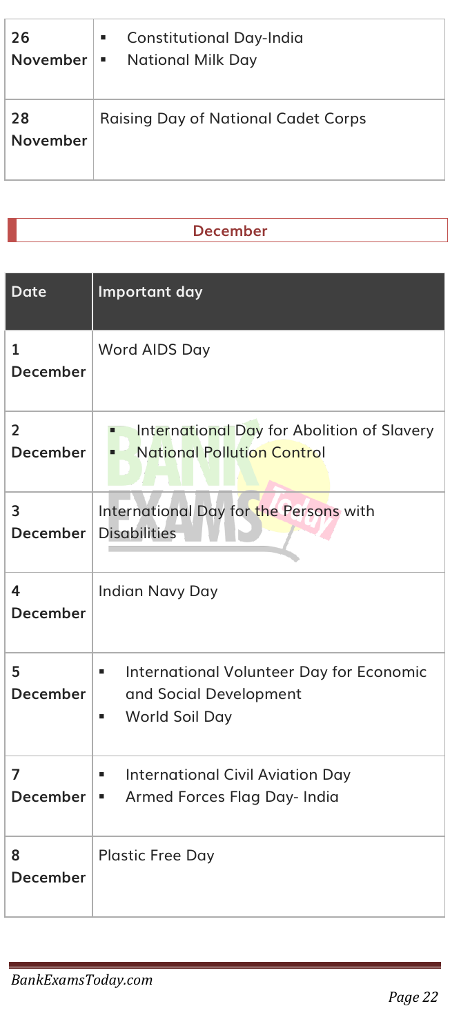| 26 November | ▪ Constitutional Day-India<br>▪ National Milk Day |
|---|---|
| 28 November | Raising Day of National Cadet Corps |

## December

| Date | Important day |
|---|---|
| 1 December | Word AIDS Day |
| 2 December | ▪ International Day for Abolition of Slavery<br>▪ National Pollution Control |
| 3 December | International Day for the Persons with Disabilities |
| 4 December | Indian Navy Day |
| 5 December | ▪ International Volunteer Day for Economic and Social Development<br>▪ World Soil Day |
| 7 December | ▪ International Civil Aviation Day<br>▪ Armed Forces Flag Day- India |
| 8 December | Plastic Free Day |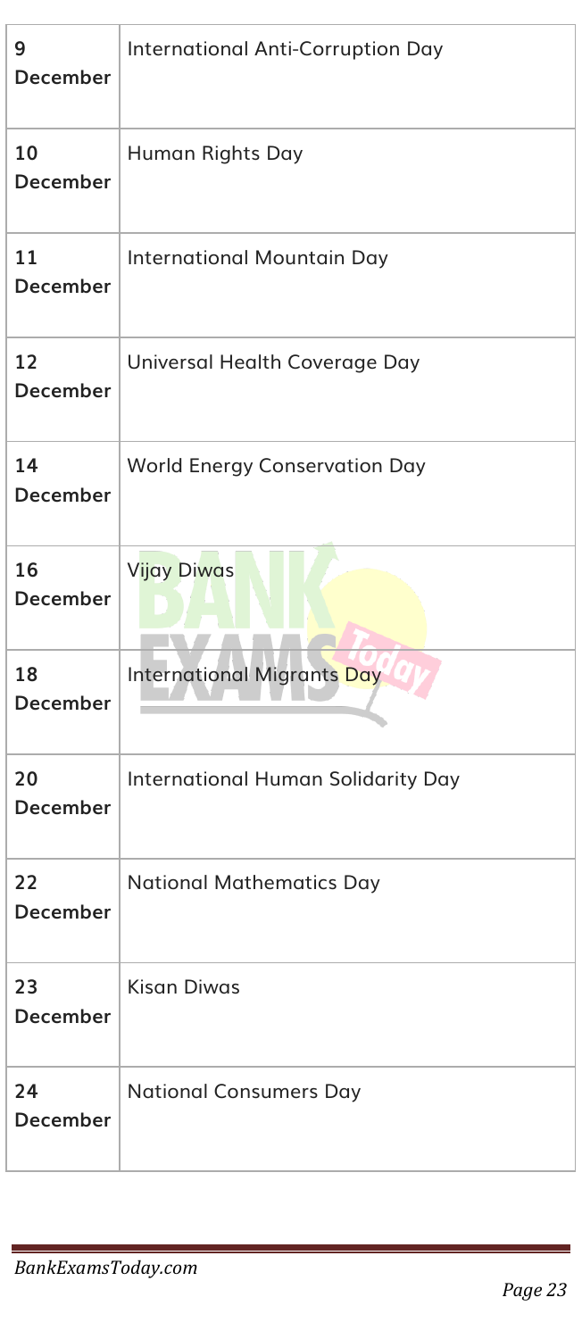| | |
|---|---|
| **9 December** | International Anti-Corruption Day |
| **10 December** | Human Rights Day |
| **11 December** | International Mountain Day |
| **12 December** | Universal Health Coverage Day |
| **14 December** | World Energy Conservation Day |
| **16 December** | Vijay Diwas |
| **18 December** | International Migrants Day |
| **20 December** | International Human Solidarity Day |
| **22 December** | National Mathematics Day |
| **23 December** | Kisan Diwas |
| **24 December** | National Consumers Day |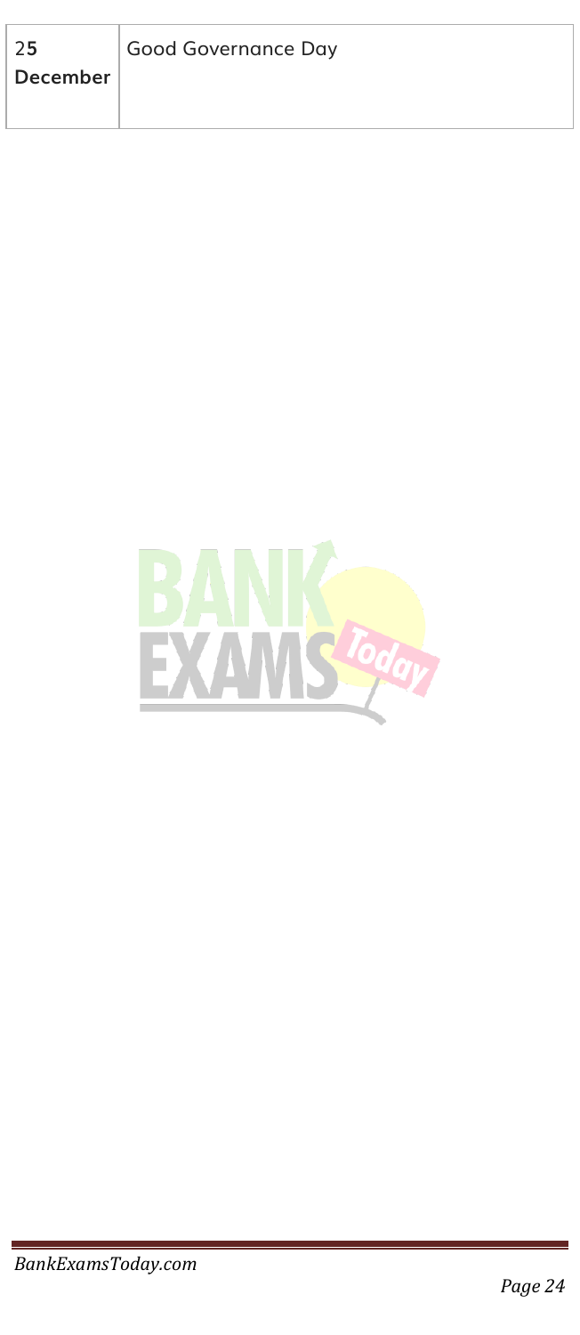| | |
|---|---|
| 25 December | Good Governance Day |